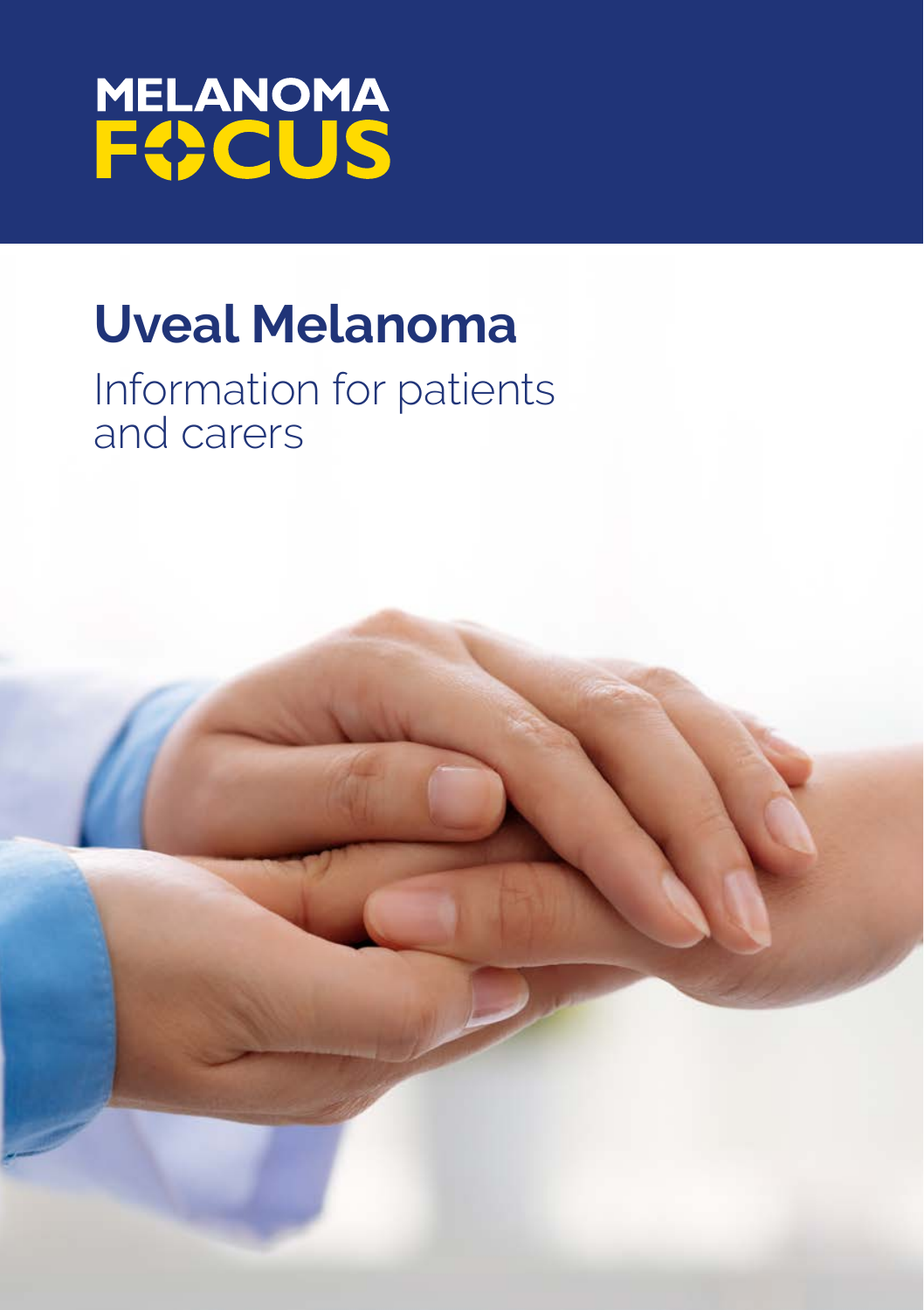MELANOMA FOCUS

# Uveal Melanoma

Information for patients and carers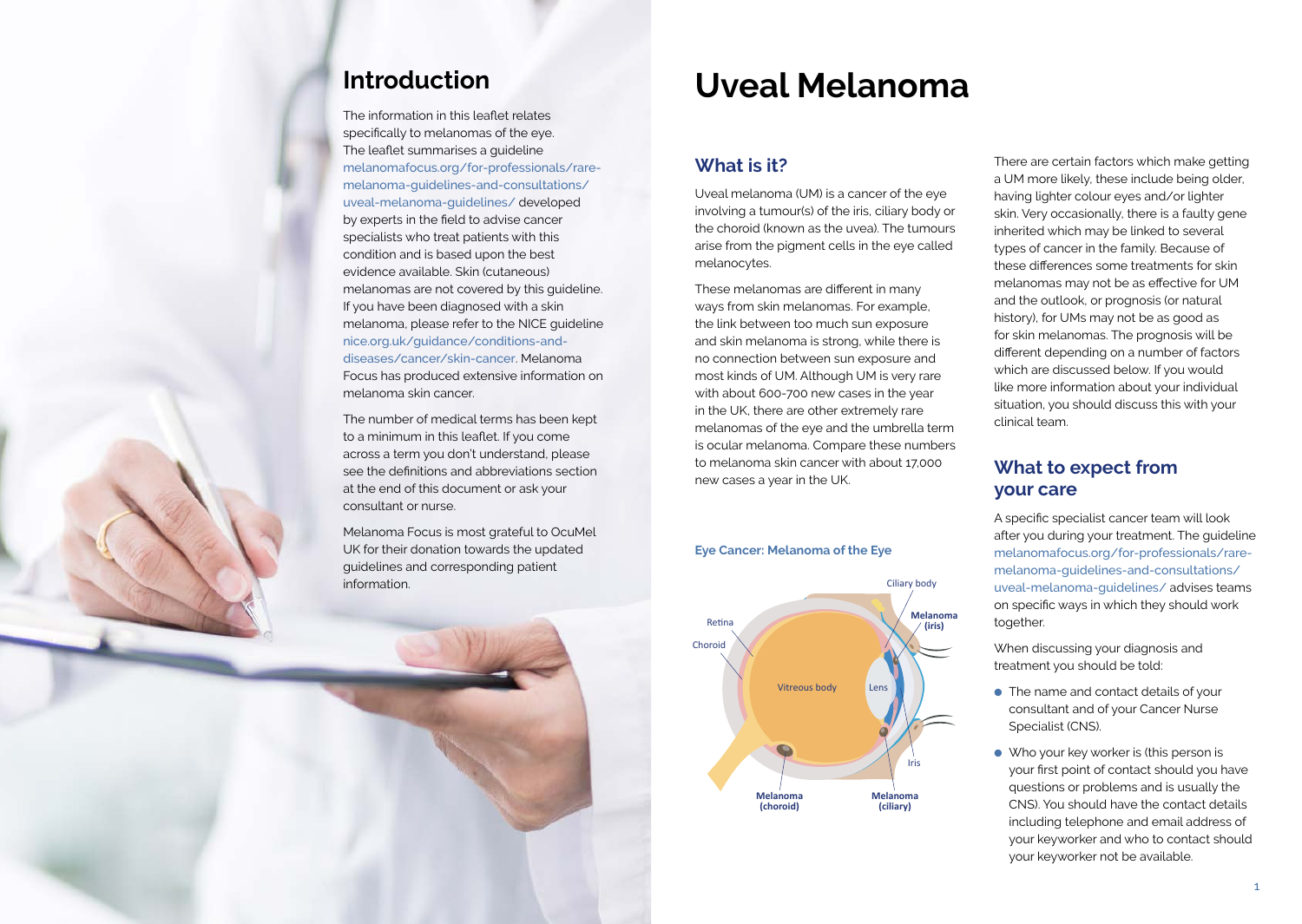## Introduction

The information in this leaflet relates specifically to melanomas of the eye. The leaflet summarises a guideline melanomafocus.org/for-professionals/rare-melanoma-guidelines-and-consultations/uveal-melanoma-guidelines/ developed by experts in the field to advise cancer specialists who treat patients with this condition and is based upon the best evidence available. Skin (cutaneous) melanomas are not covered by this guideline. If you have been diagnosed with a skin melanoma, please refer to the NICE guideline nice.org.uk/guidance/conditions-and-diseases/cancer/skin-cancer. Melanoma Focus has produced extensive information on melanoma skin cancer.

The number of medical terms has been kept to a minimum in this leaflet. If you come across a term you don't understand, please see the definitions and abbreviations section at the end of this document or ask your consultant or nurse.

Melanoma Focus is most grateful to OcuMel UK for their donation towards the updated guidelines and corresponding patient information.

# Uveal Melanoma

## What is it?

Uveal melanoma (UM) is a cancer of the eye involving a tumour(s) of the iris, ciliary body or the choroid (known as the uvea). The tumours arise from the pigment cells in the eye called melanocytes.

These melanomas are different in many ways from skin melanomas. For example, the link between too much sun exposure and skin melanoma is strong, while there is no connection between sun exposure and most kinds of UM. Although UM is very rare with about 600-700 new cases in the year in the UK, there are other extremely rare melanomas of the eye and the umbrella term is ocular melanoma. Compare these numbers to melanoma skin cancer with about 17,000 new cases a year in the UK.

**Eye Cancer: Melanoma of the Eye**

Ciliary body; Melanoma (iris); Retina; Choroid; Vitreous body; Lens; Iris; Melanoma (choroid); Melanoma (ciliary)

There are certain factors which make getting a UM more likely, these include being older, having lighter colour eyes and/or lighter skin. Very occasionally, there is a faulty gene inherited which may be linked to several types of cancer in the family. Because of these differences some treatments for skin melanomas may not be as effective for UM and the outlook, or prognosis (or natural history), for UMs may not be as good as for skin melanomas. The prognosis will be different depending on a number of factors which are discussed below. If you would like more information about your individual situation, you should discuss this with your clinical team.

## What to expect from your care

A specific specialist cancer team will look after you during your treatment. The guideline melanomafocus.org/for-professionals/rare-melanoma-guidelines-and-consultations/uveal-melanoma-guidelines/ advises teams on specific ways in which they should work together.

When discussing your diagnosis and treatment you should be told:

- The name and contact details of your consultant and of your Cancer Nurse Specialist (CNS).
- Who your key worker is (this person is your first point of contact should you have questions or problems and is usually the CNS). You should have the contact details including telephone and email address of your keyworker and who to contact should your keyworker not be available.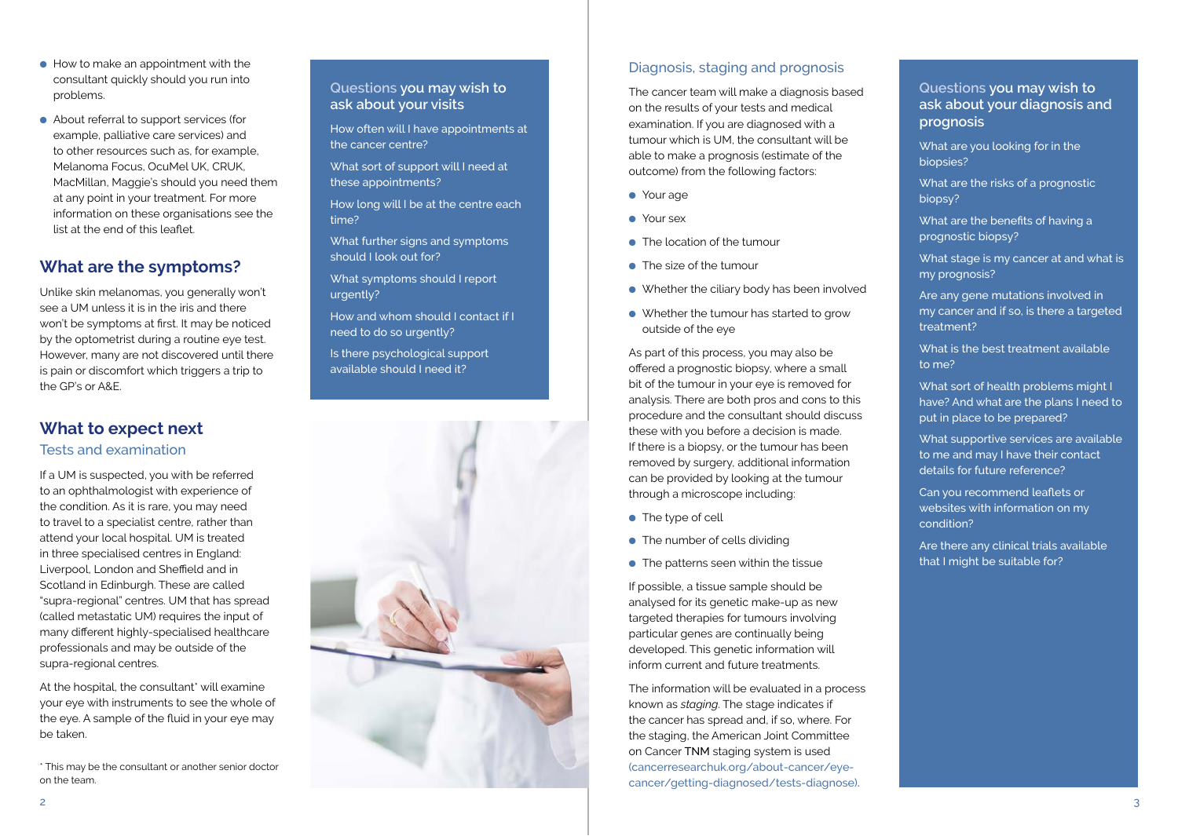- How to make an appointment with the consultant quickly should you run into problems.
- About referral to support services (for example, palliative care services) and to other resources such as, for example, Melanoma Focus, OcuMel UK, CRUK, MacMillan, Maggie's should you need them at any point in your treatment. For more information on these organisations see the list at the end of this leaflet.

## What are the symptoms?

Unlike skin melanomas, you generally won't see a UM unless it is in the iris and there won't be symptoms at first. It may be noticed by the optometrist during a routine eye test. However, many are not discovered until there is pain or discomfort which triggers a trip to the GP's or A&E.

## What to expect next

### Tests and examination

If a UM is suspected, you with be referred to an ophthalmologist with experience of the condition. As it is rare, you may need to travel to a specialist centre, rather than attend your local hospital. UM is treated in three specialised centres in England: Liverpool, London and Sheffield and in Scotland in Edinburgh. These are called "supra-regional" centres. UM that has spread (called metastatic UM) requires the input of many different highly-specialised healthcare professionals and may be outside of the supra-regional centres.

At the hospital, the consultant* will examine your eye with instruments to see the whole of the eye. A sample of the fluid in your eye may be taken.

\* This may be the consultant or another senior doctor on the team.

### Questions you may wish to ask about your visits

How often will I have appointments at the cancer centre?

What sort of support will I need at these appointments?

How long will I be at the centre each time?

What further signs and symptoms should I look out for?

What symptoms should I report urgently?

How and whom should I contact if I need to do so urgently?

Is there psychological support available should I need it?

### Diagnosis, staging and prognosis

The cancer team will make a diagnosis based on the results of your tests and medical examination. If you are diagnosed with a tumour which is UM, the consultant will be able to make a prognosis (estimate of the outcome) from the following factors:

- Your age
- Your sex
- The location of the tumour
- The size of the tumour
- Whether the ciliary body has been involved
- Whether the tumour has started to grow outside of the eye

As part of this process, you may also be offered a prognostic biopsy, where a small bit of the tumour in your eye is removed for analysis. There are both pros and cons to this procedure and the consultant should discuss these with you before a decision is made. If there is a biopsy, or the tumour has been removed by surgery, additional information can be provided by looking at the tumour through a microscope including:

- The type of cell
- The number of cells dividing
- The patterns seen within the tissue

If possible, a tissue sample should be analysed for its genetic make-up as new targeted therapies for tumours involving particular genes are continually being developed. This genetic information will inform current and future treatments.

The information will be evaluated in a process known as *staging*. The stage indicates if the cancer has spread and, if so, where. For the staging, the American Joint Committee on Cancer TNM staging system is used (cancerresearchuk.org/about-cancer/eye-cancer/getting-diagnosed/tests-diagnose).

### Questions you may wish to ask about your diagnosis and prognosis

What are you looking for in the biopsies?

What are the risks of a prognostic biopsy?

What are the benefits of having a prognostic biopsy?

What stage is my cancer at and what is my prognosis?

Are any gene mutations involved in my cancer and if so, is there a targeted treatment?

What is the best treatment available to me?

What sort of health problems might I have? And what are the plans I need to put in place to be prepared?

What supportive services are available to me and may I have their contact details for future reference?

Can you recommend leaflets or websites with information on my condition?

Are there any clinical trials available that I might be suitable for?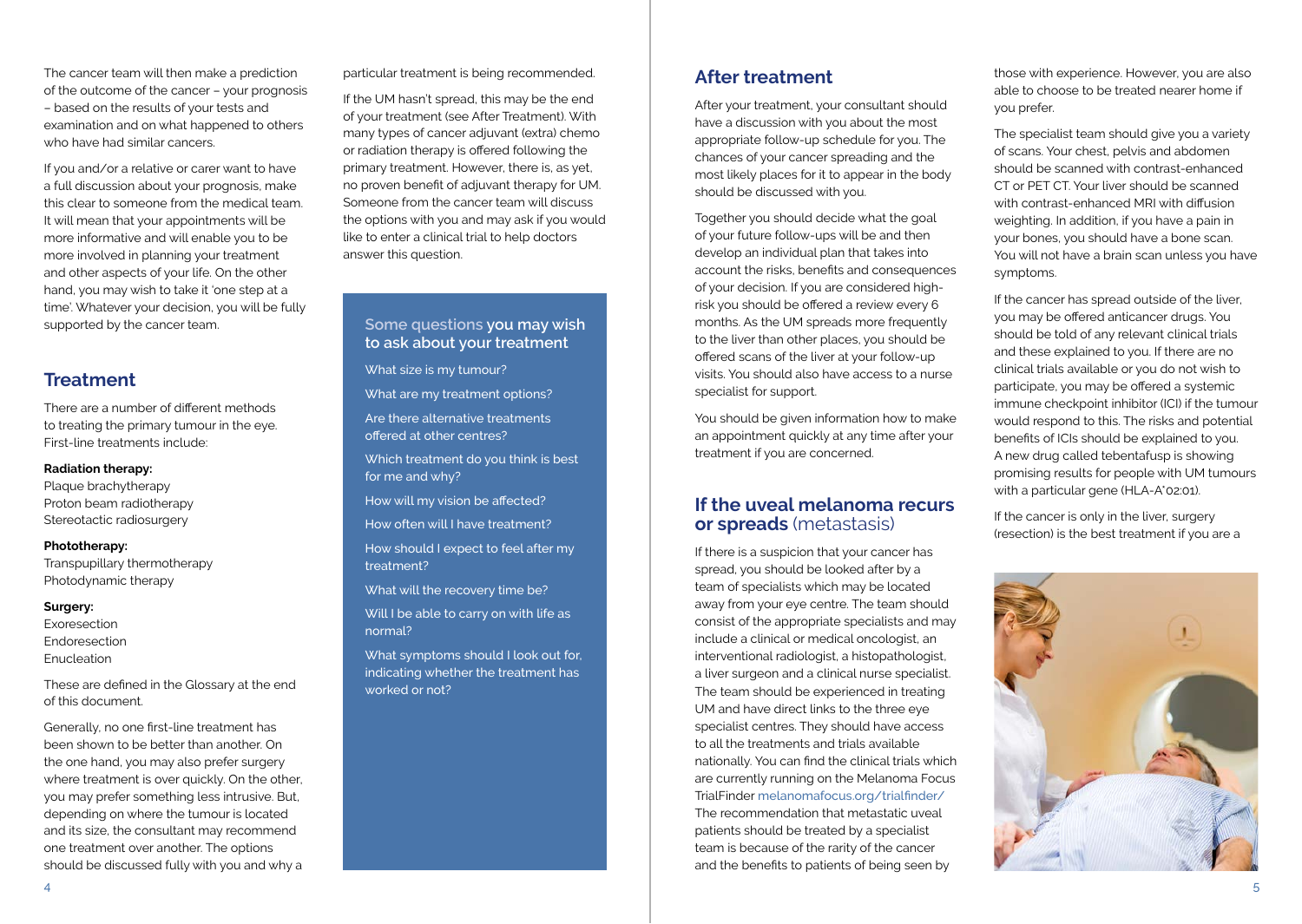The cancer team will then make a prediction of the outcome of the cancer – your prognosis – based on the results of your tests and examination and on what happened to others who have had similar cancers.

If you and/or a relative or carer want to have a full discussion about your prognosis, make this clear to someone from the medical team. It will mean that your appointments will be more informative and will enable you to be more involved in planning your treatment and other aspects of your life. On the other hand, you may wish to take it 'one step at a time'. Whatever your decision, you will be fully supported by the cancer team.

## Treatment

There are a number of different methods to treating the primary tumour in the eye. First-line treatments include:

**Radiation therapy:**
Plaque brachytherapy
Proton beam radiotherapy
Stereotactic radiosurgery

**Phototherapy:**
Transpupillary thermotherapy
Photodynamic therapy

**Surgery:**
Exoresection
Endoresection
Enucleation

These are defined in the Glossary at the end of this document.

Generally, no one first-line treatment has been shown to be better than another. On the one hand, you may also prefer surgery where treatment is over quickly. On the other, you may prefer something less intrusive. But, depending on where the tumour is located and its size, the consultant may recommend one treatment over another. The options should be discussed fully with you and why a particular treatment is being recommended.

If the UM hasn't spread, this may be the end of your treatment (see After Treatment). With many types of cancer adjuvant (extra) chemo or radiation therapy is offered following the primary treatment. However, there is, as yet, no proven benefit of adjuvant therapy for UM. Someone from the cancer team will discuss the options with you and may ask if you would like to enter a clinical trial to help doctors answer this question.

### Some questions you may wish to ask about your treatment

What size is my tumour?

What are my treatment options?

Are there alternative treatments offered at other centres?

Which treatment do you think is best for me and why?

How will my vision be affected?

How often will I have treatment?

How should I expect to feel after my treatment?

What will the recovery time be?

Will I be able to carry on with life as normal?

What symptoms should I look out for, indicating whether the treatment has worked or not?

## After treatment

After your treatment, your consultant should have a discussion with you about the most appropriate follow-up schedule for you. The chances of your cancer spreading and the most likely places for it to appear in the body should be discussed with you.

Together you should decide what the goal of your future follow-ups will be and then develop an individual plan that takes into account the risks, benefits and consequences of your decision. If you are considered high-risk you should be offered a review every 6 months. As the UM spreads more frequently to the liver than other places, you should be offered scans of the liver at your follow-up visits. You should also have access to a nurse specialist for support.

You should be given information how to make an appointment quickly at any time after your treatment if you are concerned.

## If the uveal melanoma recurs or spreads (metastasis)

If there is a suspicion that your cancer has spread, you should be looked after by a team of specialists which may be located away from your eye centre. The team should consist of the appropriate specialists and may include a clinical or medical oncologist, an interventional radiologist, a histopathologist, a liver surgeon and a clinical nurse specialist. The team should be experienced in treating UM and have direct links to the three eye specialist centres. They should have access to all the treatments and trials available nationally. You can find the clinical trials which are currently running on the Melanoma Focus TrialFinder melanomafocus.org/trialfinder/ The recommendation that metastatic uveal patients should be treated by a specialist team is because of the rarity of the cancer and the benefits to patients of being seen by those with experience. However, you are also able to choose to be treated nearer home if you prefer.

The specialist team should give you a variety of scans. Your chest, pelvis and abdomen should be scanned with contrast-enhanced CT or PET CT. Your liver should be scanned with contrast-enhanced MRI with diffusion weighting. In addition, if you have a pain in your bones, you should have a bone scan. You will not have a brain scan unless you have symptoms.

If the cancer has spread outside of the liver, you may be offered anticancer drugs. You should be told of any relevant clinical trials and these explained to you. If there are no clinical trials available or you do not wish to participate, you may be offered a systemic immune checkpoint inhibitor (ICI) if the tumour would respond to this. The risks and potential benefits of ICIs should be explained to you. A new drug called tebentafusp is showing promising results for people with UM tumours with a particular gene (HLA-A*02:01).

If the cancer is only in the liver, surgery (resection) is the best treatment if you are a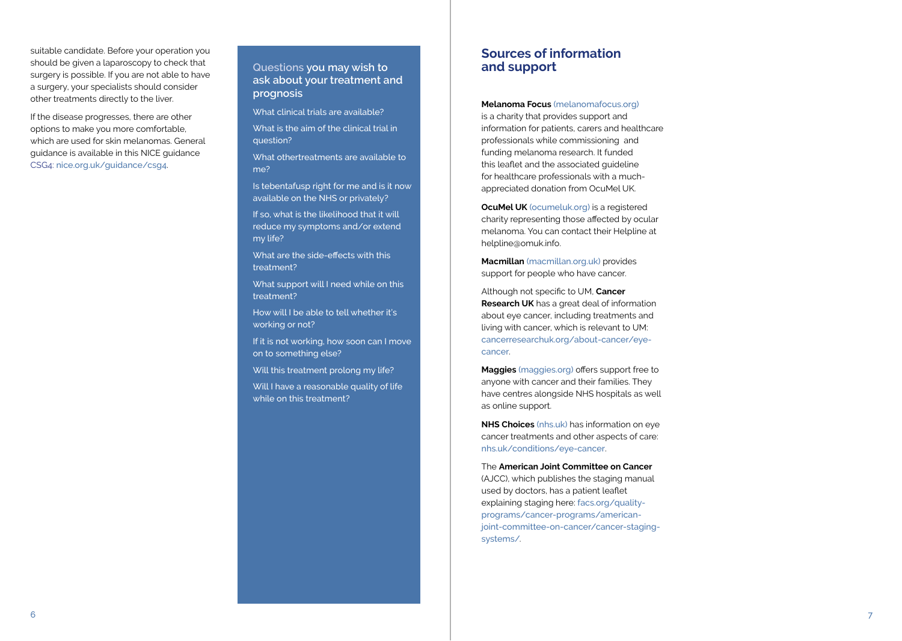suitable candidate. Before your operation you should be given a laparoscopy to check that surgery is possible. If you are not able to have a surgery, your specialists should consider other treatments directly to the liver.

If the disease progresses, there are other options to make you more comfortable, which are used for skin melanomas. General guidance is available in this NICE guidance CSG4: nice.org.uk/guidance/csg4.

### Questions you may wish to ask about your treatment and prognosis

What clinical trials are available?

What is the aim of the clinical trial in question?

What othertreatments are available to me?

Is tebentafusp right for me and is it now available on the NHS or privately?

If so, what is the likelihood that it will reduce my symptoms and/or extend my life?

What are the side-effects with this treatment?

What support will I need while on this treatment?

How will I be able to tell whether it's working or not?

If it is not working, how soon can I move on to something else?

Will this treatment prolong my life?

Will I have a reasonable quality of life while on this treatment?

## Sources of information and support

**Melanoma Focus** (melanomafocus.org) is a charity that provides support and information for patients, carers and healthcare professionals while commissioning and funding melanoma research. It funded this leaflet and the associated guideline for healthcare professionals with a much-appreciated donation from OcuMel UK.

**OcuMel UK** (ocumeluk.org) is a registered charity representing those affected by ocular melanoma. You can contact their Helpline at helpline@omuk.info.

**Macmillan** (macmillan.org.uk) provides support for people who have cancer.

Although not specific to UM, **Cancer Research UK** has a great deal of information about eye cancer, including treatments and living with cancer, which is relevant to UM: cancerresearchuk.org/about-cancer/eye-cancer.

**Maggies** (maggies.org) offers support free to anyone with cancer and their families. They have centres alongside NHS hospitals as well as online support.

**NHS Choices** (nhs.uk) has information on eye cancer treatments and other aspects of care: nhs.uk/conditions/eye-cancer.

The **American Joint Committee on Cancer** (AJCC), which publishes the staging manual used by doctors, has a patient leaflet explaining staging here: facs.org/quality-programs/cancer-programs/american-joint-committee-on-cancer/cancer-staging-systems/.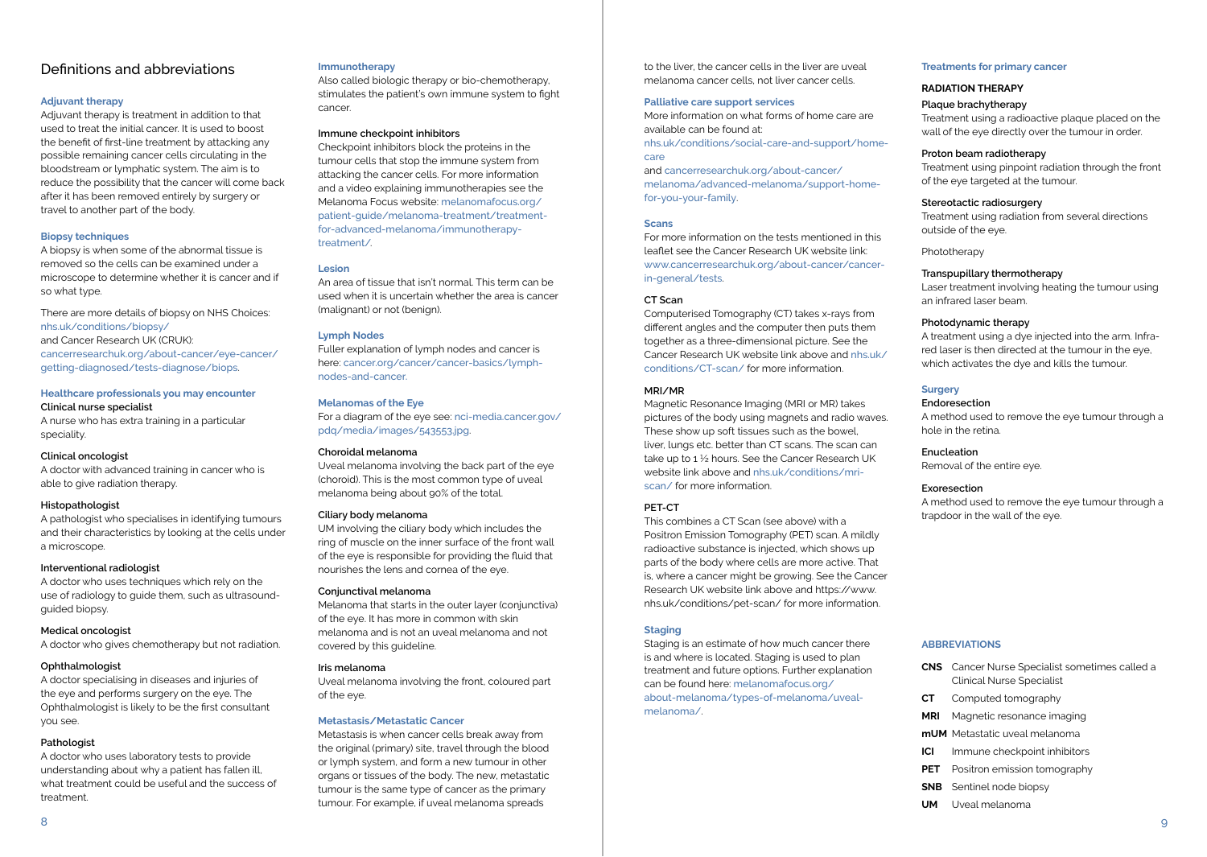## Definitions and abbreviations

### Adjuvant therapy

Adjuvant therapy is treatment in addition to that used to treat the initial cancer. It is used to boost the benefit of first-line treatment by attacking any possible remaining cancer cells circulating in the bloodstream or lymphatic system. The aim is to reduce the possibility that the cancer will come back after it has been removed entirely by surgery or travel to another part of the body.

### Biopsy techniques

A biopsy is when some of the abnormal tissue is removed so the cells can be examined under a microscope to determine whether it is cancer and if so what type.

There are more details of biopsy on NHS Choices: nhs.uk/conditions/biopsy/
and Cancer Research UK (CRUK):
cancerresearchuk.org/about-cancer/eye-cancer/getting-diagnosed/tests-diagnose/biops.

### Healthcare professionals you may encounter

**Clinical nurse specialist**
A nurse who has extra training in a particular speciality.

**Clinical oncologist**
A doctor with advanced training in cancer who is able to give radiation therapy.

**Histopathologist**
A pathologist who specialises in identifying tumours and their characteristics by looking at the cells under a microscope.

**Interventional radiologist**
A doctor who uses techniques which rely on the use of radiology to guide them, such as ultrasound-guided biopsy.

**Medical oncologist**
A doctor who gives chemotherapy but not radiation.

**Ophthalmologist**
A doctor specialising in diseases and injuries of the eye and performs surgery on the eye. The Ophthalmologist is likely to be the first consultant you see.

**Pathologist**
A doctor who uses laboratory tests to provide understanding about why a patient has fallen ill, what treatment could be useful and the success of treatment.

### Immunotherapy

Also called biologic therapy or bio-chemotherapy, stimulates the patient's own immune system to fight cancer.

**Immune checkpoint inhibitors**
Checkpoint inhibitors block the proteins in the tumour cells that stop the immune system from attacking the cancer cells. For more information and a video explaining immunotherapies see the Melanoma Focus website: melanomafocus.org/patient-guide/melanoma-treatment/treatment-for-advanced-melanoma/immunotherapy-treatment/.

### Lesion

An area of tissue that isn't normal. This term can be used when it is uncertain whether the area is cancer (malignant) or not (benign).

### Lymph Nodes

Fuller explanation of lymph nodes and cancer is here: cancer.org/cancer/cancer-basics/lymph-nodes-and-cancer.

### Melanomas of the Eye

For a diagram of the eye see: nci-media.cancer.gov/pdq/media/images/543553.jpg.

**Choroidal melanoma**
Uveal melanoma involving the back part of the eye (choroid). This is the most common type of uveal melanoma being about 90% of the total.

**Ciliary body melanoma**
UM involving the ciliary body which includes the ring of muscle on the inner surface of the front wall of the eye is responsible for providing the fluid that nourishes the lens and cornea of the eye.

**Conjunctival melanoma**
Melanoma that starts in the outer layer (conjunctiva) of the eye. It has more in common with skin melanoma and is not an uveal melanoma and not covered by this guideline.

**Iris melanoma**
Uveal melanoma involving the front, coloured part of the eye.

### Metastasis/Metastatic Cancer

Metastasis is when cancer cells break away from the original (primary) site, travel through the blood or lymph system, and form a new tumour in other organs or tissues of the body. The new, metastatic tumour is the same type of cancer as the primary tumour. For example, if uveal melanoma spreads to the liver, the cancer cells in the liver are uveal melanoma cancer cells, not liver cancer cells.

### Palliative care support services

More information on what forms of home care are available can be found at:
nhs.uk/conditions/social-care-and-support/home-care
and cancerresearchuk.org/about-cancer/melanoma/advanced-melanoma/support-home-for-you-your-family.

### Scans

For more information on the tests mentioned in this leaflet see the Cancer Research UK website link: www.cancerresearchuk.org/about-cancer/cancer-in-general/tests.

**CT Scan**
Computerised Tomography (CT) takes x-rays from different angles and the computer then puts them together as a three-dimensional picture. See the Cancer Research UK website link above and nhs.uk/conditions/CT-scan/ for more information.

**MRI/MR**
Magnetic Resonance Imaging (MRI or MR) takes pictures of the body using magnets and radio waves. These show up soft tissues such as the bowel, liver, lungs etc. better than CT scans. The scan can take up to 1 ½ hours. See the Cancer Research UK website link above and nhs.uk/conditions/mri-scan/ for more information.

**PET-CT**
This combines a CT Scan (see above) with a Positron Emission Tomography (PET) scan. A mildly radioactive substance is injected, which shows up parts of the body where cells are more active. That is, where a cancer might be growing. See the Cancer Research UK website link above and https://www.nhs.uk/conditions/pet-scan/ for more information.

### Staging

Staging is an estimate of how much cancer there is and where is located. Staging is used to plan treatment and future options. Further explanation can be found here: melanomafocus.org/about-melanoma/types-of-melanoma/uveal-melanoma/.

### Treatments for primary cancer

**RADIATION THERAPY**

**Plaque brachytherapy**
Treatment using a radioactive plaque placed on the wall of the eye directly over the tumour in order.

**Proton beam radiotherapy**
Treatment using pinpoint radiation through the front of the eye targeted at the tumour.

**Stereotactic radiosurgery**
Treatment using radiation from several directions outside of the eye.

Phototherapy

**Transpupillary thermotherapy**
Laser treatment involving heating the tumour using an infrared laser beam.

**Photodynamic therapy**
A treatment using a dye injected into the arm. Infra-red laser is then directed at the tumour in the eye, which activates the dye and kills the tumour.

### Surgery

**Endoresection**
A method used to remove the eye tumour through a hole in the retina.

**Enucleation**
Removal of the entire eye.

**Exoresection**
A method used to remove the eye tumour through a trapdoor in the wall of the eye.

### ABBREVIATIONS

- **CNS** Cancer Nurse Specialist sometimes called a Clinical Nurse Specialist
- **CT** Computed tomography
- **MRI** Magnetic resonance imaging
- **mUM** Metastatic uveal melanoma
- **ICI** Immune checkpoint inhibitors
- **PET** Positron emission tomography
- **SNB** Sentinel node biopsy
- **UM** Uveal melanoma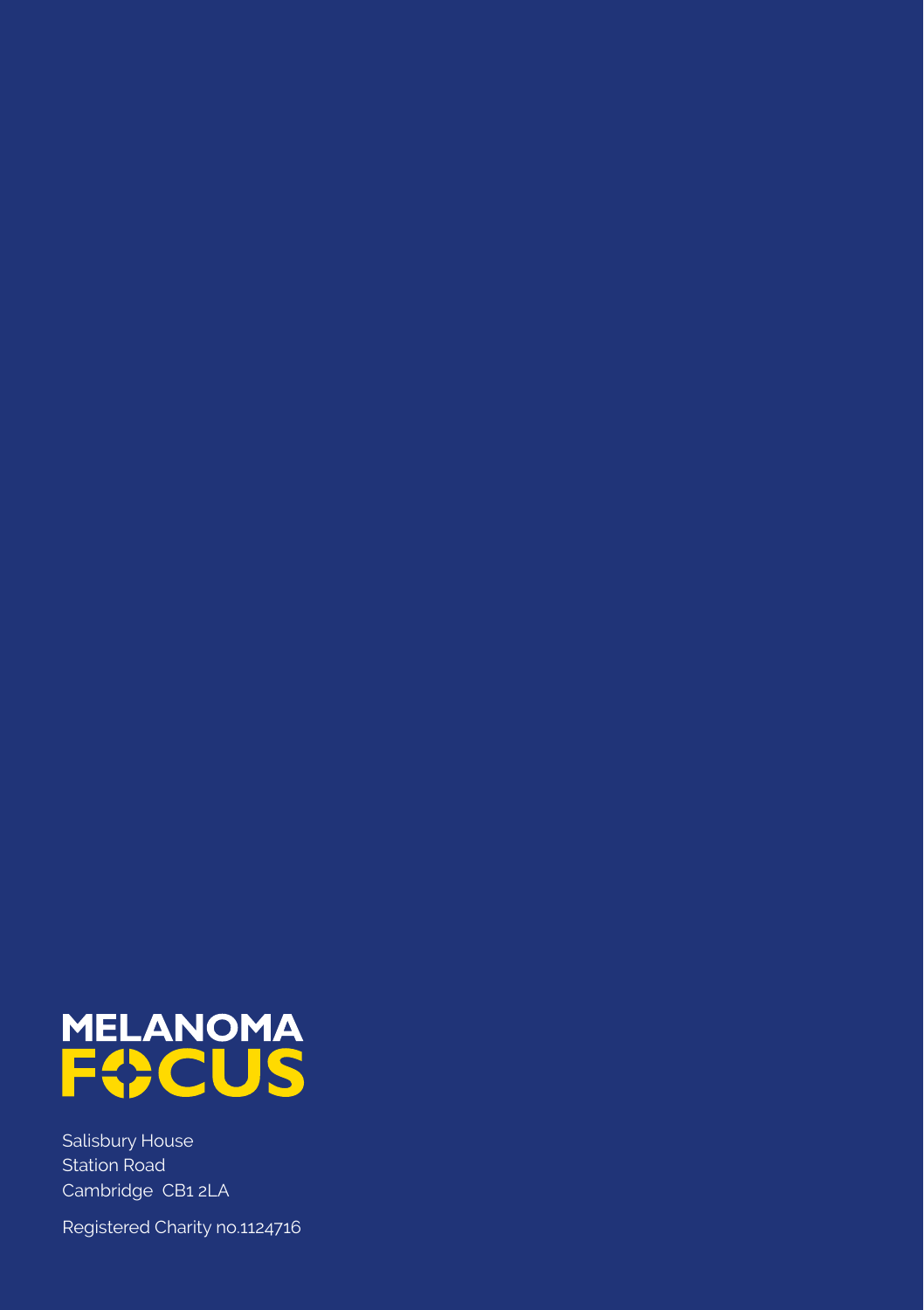MELANOMA FOCUS

Salisbury House
Station Road
Cambridge CB1 2LA

Registered Charity no.1124716